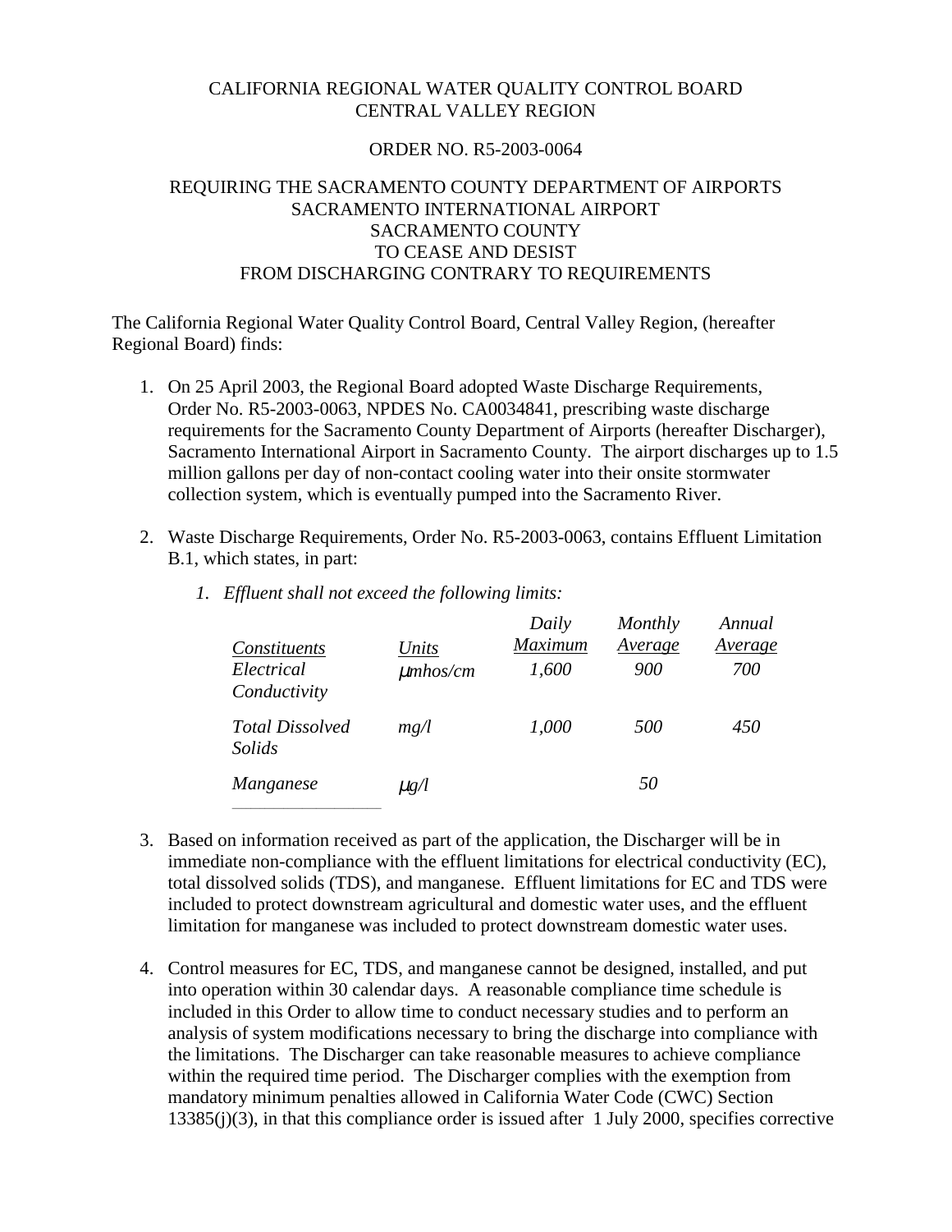# CALIFORNIA REGIONAL WATER QUALITY CONTROL BOARD
# CENTRAL VALLEY REGION

## ORDER NO. R5-2003-0064

## REQUIRING THE SACRAMENTO COUNTY DEPARTMENT OF AIRPORTS SACRAMENTO INTERNATIONAL AIRPORT SACRAMENTO COUNTY TO CEASE AND DESIST FROM DISCHARGING CONTRARY TO REQUIREMENTS

The California Regional Water Quality Control Board, Central Valley Region, (hereafter Regional Board) finds:

1. On 25 April 2003, the Regional Board adopted Waste Discharge Requirements, Order No. R5-2003-0063, NPDES No. CA0034841, prescribing waste discharge requirements for the Sacramento County Department of Airports (hereafter Discharger), Sacramento International Airport in Sacramento County. The airport discharges up to 1.5 million gallons per day of non-contact cooling water into their onsite stormwater collection system, which is eventually pumped into the Sacramento River.

2. Waste Discharge Requirements, Order No. R5-2003-0063, contains Effluent Limitation B.1, which states, in part:

   *1. Effluent shall not exceed the following limits:*

   | *Constituents* | *Units* | *Daily Maximum* | *Monthly Average* | *Annual Average* |
   |---|---|---|---|---|
   | *Electrical Conductivity* | *μmhos/cm* | *1,600* | *900* | *700* |
   | *Total Dissolved Solids* | *mg/l* | *1,000* | *500* | *450* |
   | *Manganese* | *μg/l* | | *50* | |

3. Based on information received as part of the application, the Discharger will be in immediate non-compliance with the effluent limitations for electrical conductivity (EC), total dissolved solids (TDS), and manganese. Effluent limitations for EC and TDS were included to protect downstream agricultural and domestic water uses, and the effluent limitation for manganese was included to protect downstream domestic water uses.

4. Control measures for EC, TDS, and manganese cannot be designed, installed, and put into operation within 30 calendar days. A reasonable compliance time schedule is included in this Order to allow time to conduct necessary studies and to perform an analysis of system modifications necessary to bring the discharge into compliance with the limitations. The Discharger can take reasonable measures to achieve compliance within the required time period. The Discharger complies with the exemption from mandatory minimum penalties allowed in California Water Code (CWC) Section 13385(j)(3), in that this compliance order is issued after 1 July 2000, specifies corrective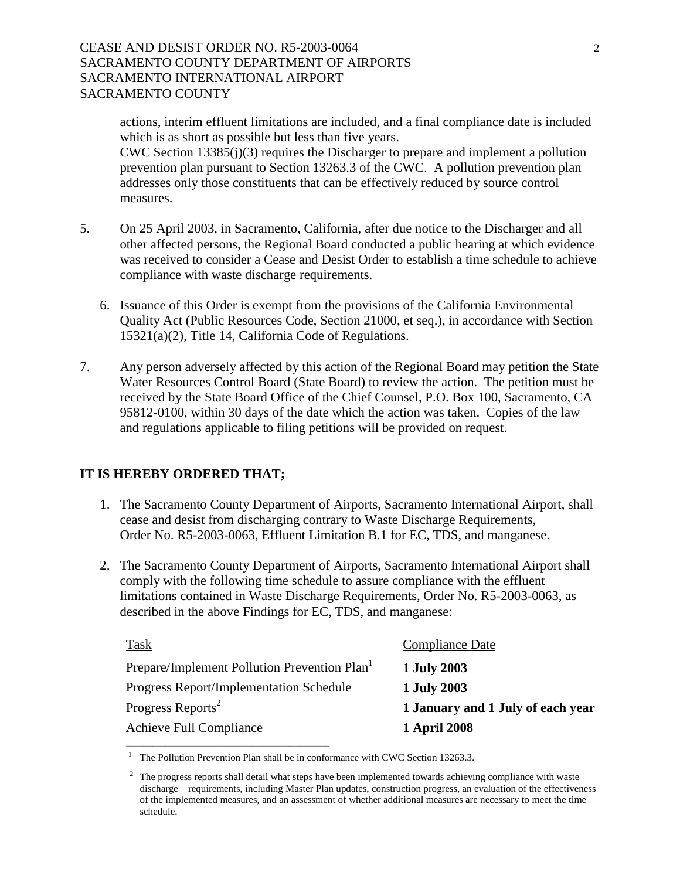actions, interim effluent limitations are included, and a final compliance date is included which is as short as possible but less than five years.
CWC Section 13385(j)(3) requires the Discharger to prepare and implement a pollution prevention plan pursuant to Section 13263.3 of the CWC. A pollution prevention plan addresses only those constituents that can be effectively reduced by source control measures.

5. On 25 April 2003, in Sacramento, California, after due notice to the Discharger and all other affected persons, the Regional Board conducted a public hearing at which evidence was received to consider a Cease and Desist Order to establish a time schedule to achieve compliance with waste discharge requirements.

6. Issuance of this Order is exempt from the provisions of the California Environmental Quality Act (Public Resources Code, Section 21000, et seq.), in accordance with Section 15321(a)(2), Title 14, California Code of Regulations.

7. Any person adversely affected by this action of the Regional Board may petition the State Water Resources Control Board (State Board) to review the action. The petition must be received by the State Board Office of the Chief Counsel, P.O. Box 100, Sacramento, CA 95812-0100, within 30 days of the date which the action was taken. Copies of the law and regulations applicable to filing petitions will be provided on request.

**IT IS HEREBY ORDERED THAT;**

1. The Sacramento County Department of Airports, Sacramento International Airport, shall cease and desist from discharging contrary to Waste Discharge Requirements, Order No. R5-2003-0063, Effluent Limitation B.1 for EC, TDS, and manganese.

2. The Sacramento County Department of Airports, Sacramento International Airport shall comply with the following time schedule to assure compliance with the effluent limitations contained in Waste Discharge Requirements, Order No. R5-2003-0063, as described in the above Findings for EC, TDS, and manganese:

| Task | Compliance Date |
|---|---|
| Prepare/Implement Pollution Prevention Plan[1] | **1 July 2003** |
| Progress Report/Implementation Schedule | **1 July 2003** |
| Progress Reports[2] | **1 January and 1 July of each year** |
| Achieve Full Compliance | **1 April 2008** |

[1] The Pollution Prevention Plan shall be in conformance with CWC Section 13263.3.

[2] The progress reports shall detail what steps have been implemented towards achieving compliance with waste discharge requirements, including Master Plan updates, construction progress, an evaluation of the effectiveness of the implemented measures, and an assessment of whether additional measures are necessary to meet the time schedule.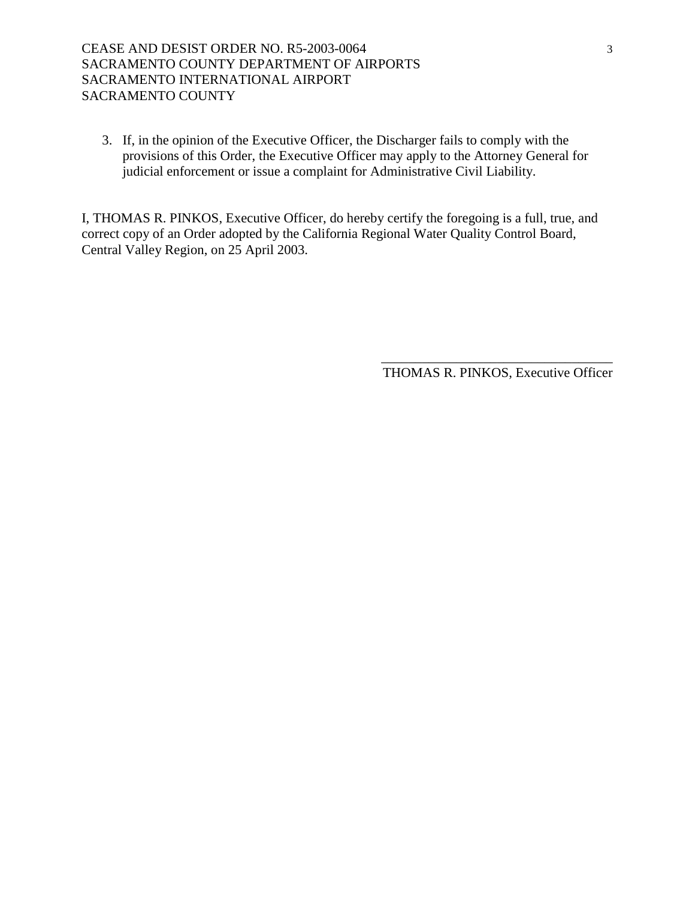3. If, in the opinion of the Executive Officer, the Discharger fails to comply with the provisions of this Order, the Executive Officer may apply to the Attorney General for judicial enforcement or issue a complaint for Administrative Civil Liability.

I, THOMAS R. PINKOS, Executive Officer, do hereby certify the foregoing is a full, true, and correct copy of an Order adopted by the California Regional Water Quality Control Board, Central Valley Region, on 25 April 2003.

\_\_\_\_\_\_\_\_\_\_\_\_\_\_\_\_\_\_\_\_\_\_\_\_\_\_\_\_\_\_\_\_\_\_\_\_

THOMAS R. PINKOS, Executive Officer